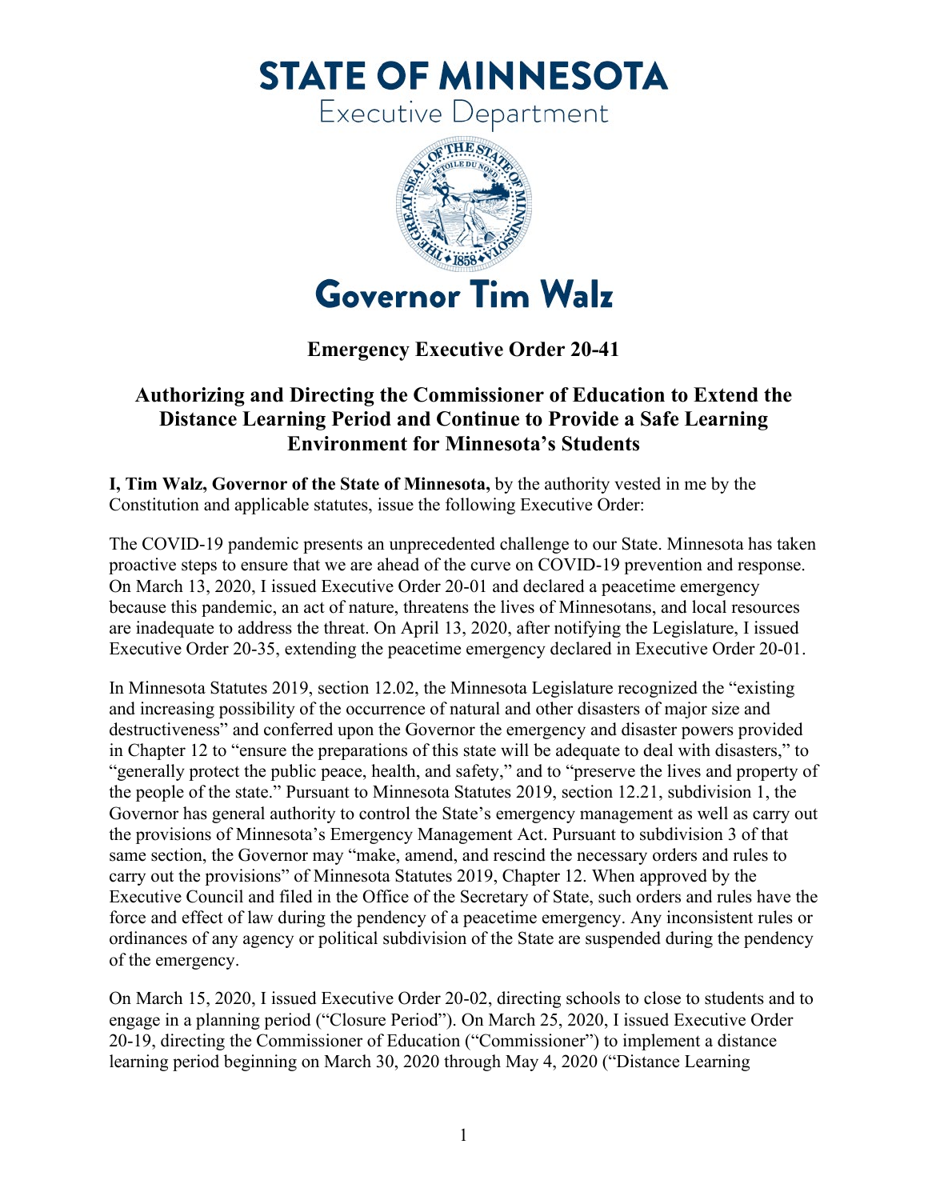# STATE OF MINNESOTA

Executive Department

## Governor Tim Walz

### Emergency Executive Order 20-41

### Authorizing and Directing the Commissioner of Education to Extend the Distance Learning Period and Continue to Provide a Safe Learning Environment for Minnesota's Students

**I, Tim Walz, Governor of the State of Minnesota,** by the authority vested in me by the Constitution and applicable statutes, issue the following Executive Order:

The COVID-19 pandemic presents an unprecedented challenge to our State. Minnesota has taken proactive steps to ensure that we are ahead of the curve on COVID-19 prevention and response. On March 13, 2020, I issued Executive Order 20-01 and declared a peacetime emergency because this pandemic, an act of nature, threatens the lives of Minnesotans, and local resources are inadequate to address the threat. On April 13, 2020, after notifying the Legislature, I issued Executive Order 20-35, extending the peacetime emergency declared in Executive Order 20-01.

In Minnesota Statutes 2019, section 12.02, the Minnesota Legislature recognized the "existing and increasing possibility of the occurrence of natural and other disasters of major size and destructiveness" and conferred upon the Governor the emergency and disaster powers provided in Chapter 12 to "ensure the preparations of this state will be adequate to deal with disasters," to "generally protect the public peace, health, and safety," and to "preserve the lives and property of the people of the state." Pursuant to Minnesota Statutes 2019, section 12.21, subdivision 1, the Governor has general authority to control the State's emergency management as well as carry out the provisions of Minnesota's Emergency Management Act. Pursuant to subdivision 3 of that same section, the Governor may "make, amend, and rescind the necessary orders and rules to carry out the provisions" of Minnesota Statutes 2019, Chapter 12. When approved by the Executive Council and filed in the Office of the Secretary of State, such orders and rules have the force and effect of law during the pendency of a peacetime emergency. Any inconsistent rules or ordinances of any agency or political subdivision of the State are suspended during the pendency of the emergency.

On March 15, 2020, I issued Executive Order 20-02, directing schools to close to students and to engage in a planning period ("Closure Period"). On March 25, 2020, I issued Executive Order 20-19, directing the Commissioner of Education ("Commissioner") to implement a distance learning period beginning on March 30, 2020 through May 4, 2020 ("Distance Learning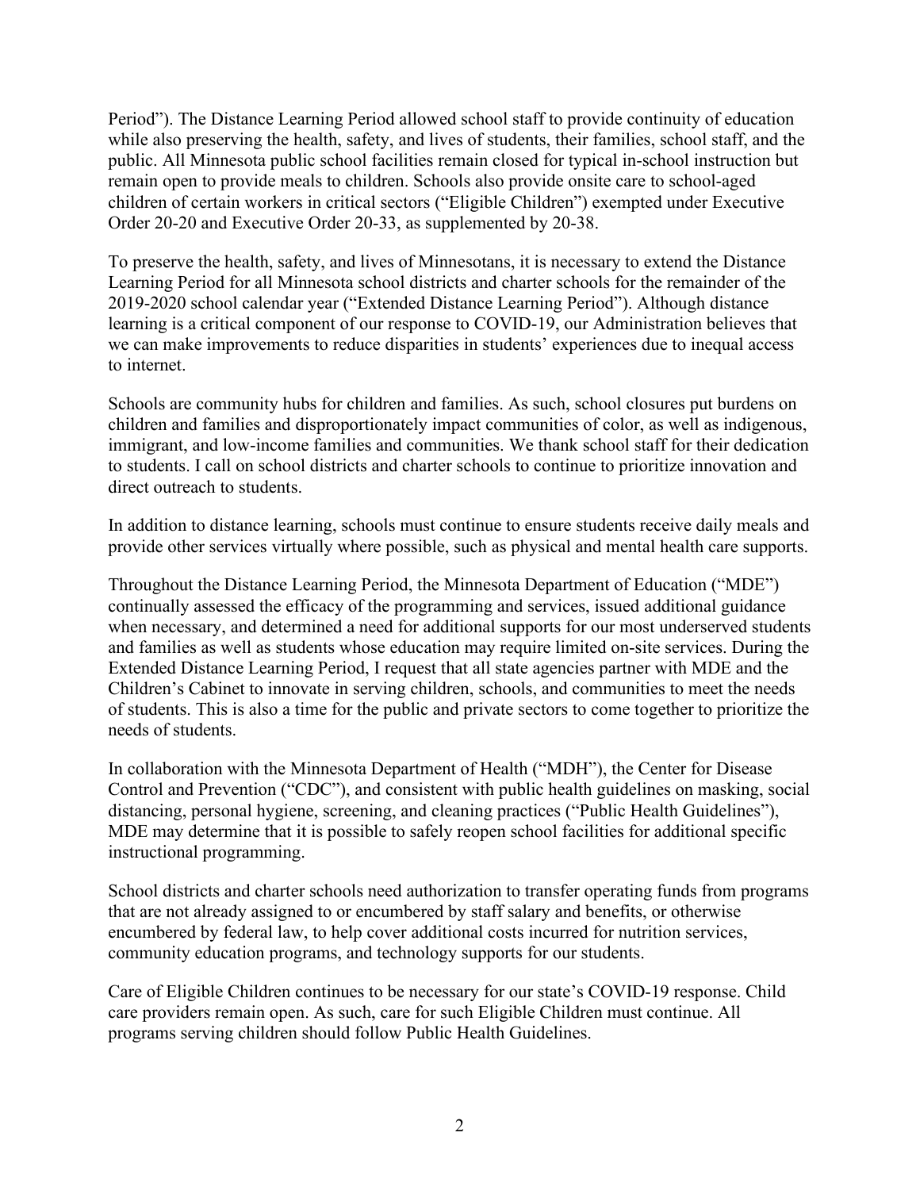Period"). The Distance Learning Period allowed school staff to provide continuity of education while also preserving the health, safety, and lives of students, their families, school staff, and the public. All Minnesota public school facilities remain closed for typical in-school instruction but remain open to provide meals to children. Schools also provide onsite care to school-aged children of certain workers in critical sectors ("Eligible Children") exempted under Executive Order 20-20 and Executive Order 20-33, as supplemented by 20-38.

To preserve the health, safety, and lives of Minnesotans, it is necessary to extend the Distance Learning Period for all Minnesota school districts and charter schools for the remainder of the 2019-2020 school calendar year ("Extended Distance Learning Period"). Although distance learning is a critical component of our response to COVID-19, our Administration believes that we can make improvements to reduce disparities in students' experiences due to inequal access to internet.

Schools are community hubs for children and families. As such, school closures put burdens on children and families and disproportionately impact communities of color, as well as indigenous, immigrant, and low-income families and communities. We thank school staff for their dedication to students. I call on school districts and charter schools to continue to prioritize innovation and direct outreach to students.

In addition to distance learning, schools must continue to ensure students receive daily meals and provide other services virtually where possible, such as physical and mental health care supports.

Throughout the Distance Learning Period, the Minnesota Department of Education ("MDE") continually assessed the efficacy of the programming and services, issued additional guidance when necessary, and determined a need for additional supports for our most underserved students and families as well as students whose education may require limited on-site services. During the Extended Distance Learning Period, I request that all state agencies partner with MDE and the Children's Cabinet to innovate in serving children, schools, and communities to meet the needs of students. This is also a time for the public and private sectors to come together to prioritize the needs of students.

In collaboration with the Minnesota Department of Health ("MDH"), the Center for Disease Control and Prevention ("CDC"), and consistent with public health guidelines on masking, social distancing, personal hygiene, screening, and cleaning practices ("Public Health Guidelines"), MDE may determine that it is possible to safely reopen school facilities for additional specific instructional programming.

School districts and charter schools need authorization to transfer operating funds from programs that are not already assigned to or encumbered by staff salary and benefits, or otherwise encumbered by federal law, to help cover additional costs incurred for nutrition services, community education programs, and technology supports for our students.

Care of Eligible Children continues to be necessary for our state's COVID-19 response. Child care providers remain open. As such, care for such Eligible Children must continue. All programs serving children should follow Public Health Guidelines.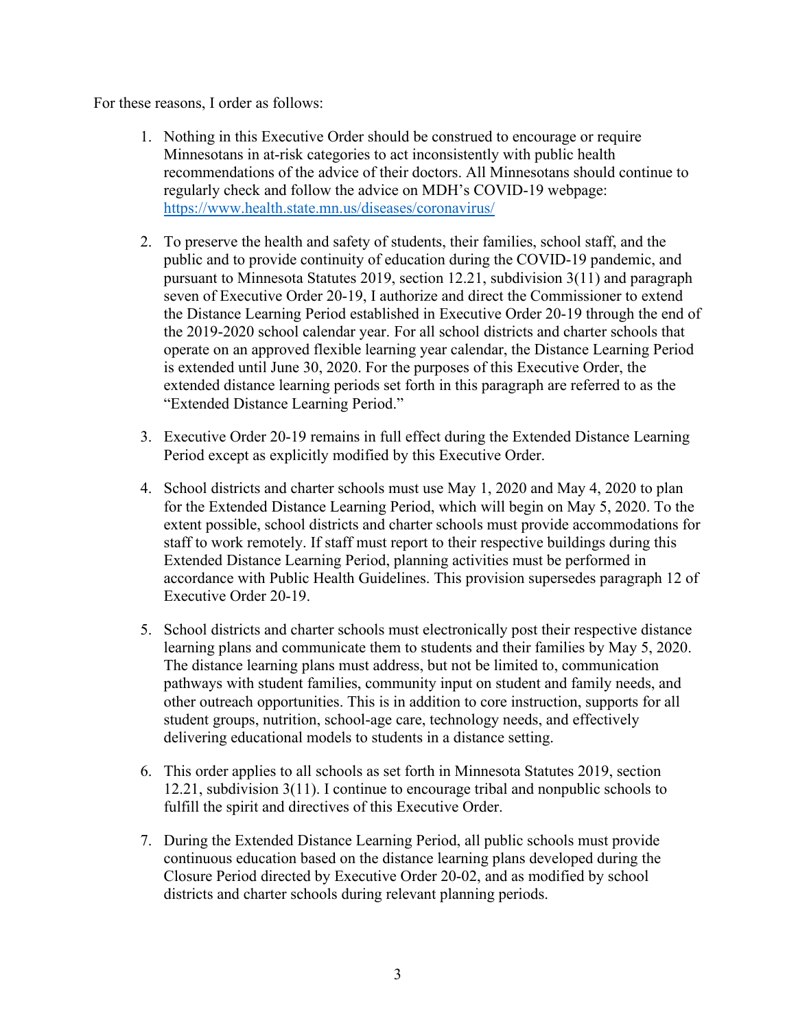For these reasons, I order as follows:

1. Nothing in this Executive Order should be construed to encourage or require Minnesotans in at-risk categories to act inconsistently with public health recommendations of the advice of their doctors. All Minnesotans should continue to regularly check and follow the advice on MDH's COVID-19 webpage: https://www.health.state.mn.us/diseases/coronavirus/

2. To preserve the health and safety of students, their families, school staff, and the public and to provide continuity of education during the COVID-19 pandemic, and pursuant to Minnesota Statutes 2019, section 12.21, subdivision 3(11) and paragraph seven of Executive Order 20-19, I authorize and direct the Commissioner to extend the Distance Learning Period established in Executive Order 20-19 through the end of the 2019-2020 school calendar year. For all school districts and charter schools that operate on an approved flexible learning year calendar, the Distance Learning Period is extended until June 30, 2020. For the purposes of this Executive Order, the extended distance learning periods set forth in this paragraph are referred to as the "Extended Distance Learning Period."

3. Executive Order 20-19 remains in full effect during the Extended Distance Learning Period except as explicitly modified by this Executive Order.

4. School districts and charter schools must use May 1, 2020 and May 4, 2020 to plan for the Extended Distance Learning Period, which will begin on May 5, 2020. To the extent possible, school districts and charter schools must provide accommodations for staff to work remotely. If staff must report to their respective buildings during this Extended Distance Learning Period, planning activities must be performed in accordance with Public Health Guidelines. This provision supersedes paragraph 12 of Executive Order 20-19.

5. School districts and charter schools must electronically post their respective distance learning plans and communicate them to students and their families by May 5, 2020. The distance learning plans must address, but not be limited to, communication pathways with student families, community input on student and family needs, and other outreach opportunities. This is in addition to core instruction, supports for all student groups, nutrition, school-age care, technology needs, and effectively delivering educational models to students in a distance setting.

6. This order applies to all schools as set forth in Minnesota Statutes 2019, section 12.21, subdivision 3(11). I continue to encourage tribal and nonpublic schools to fulfill the spirit and directives of this Executive Order.

7. During the Extended Distance Learning Period, all public schools must provide continuous education based on the distance learning plans developed during the Closure Period directed by Executive Order 20-02, and as modified by school districts and charter schools during relevant planning periods.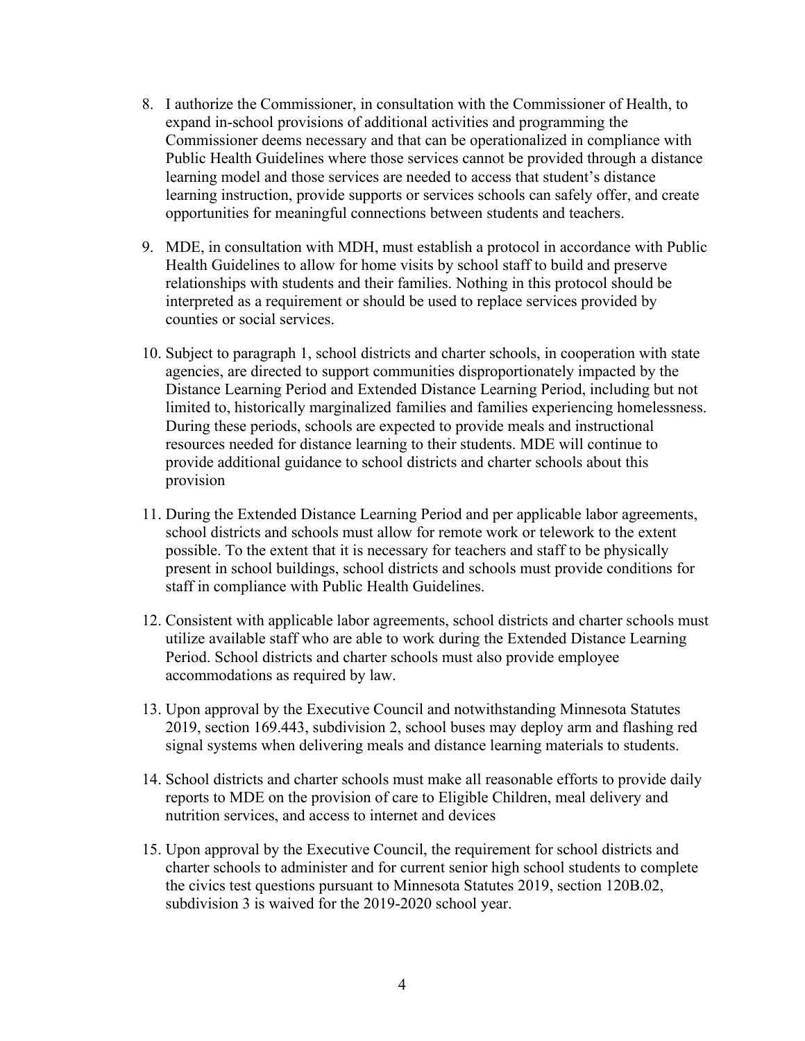8. I authorize the Commissioner, in consultation with the Commissioner of Health, to expand in-school provisions of additional activities and programming the Commissioner deems necessary and that can be operationalized in compliance with Public Health Guidelines where those services cannot be provided through a distance learning model and those services are needed to access that student's distance learning instruction, provide supports or services schools can safely offer, and create opportunities for meaningful connections between students and teachers.

9. MDE, in consultation with MDH, must establish a protocol in accordance with Public Health Guidelines to allow for home visits by school staff to build and preserve relationships with students and their families. Nothing in this protocol should be interpreted as a requirement or should be used to replace services provided by counties or social services.

10. Subject to paragraph 1, school districts and charter schools, in cooperation with state agencies, are directed to support communities disproportionately impacted by the Distance Learning Period and Extended Distance Learning Period, including but not limited to, historically marginalized families and families experiencing homelessness. During these periods, schools are expected to provide meals and instructional resources needed for distance learning to their students. MDE will continue to provide additional guidance to school districts and charter schools about this provision

11. During the Extended Distance Learning Period and per applicable labor agreements, school districts and schools must allow for remote work or telework to the extent possible. To the extent that it is necessary for teachers and staff to be physically present in school buildings, school districts and schools must provide conditions for staff in compliance with Public Health Guidelines.

12. Consistent with applicable labor agreements, school districts and charter schools must utilize available staff who are able to work during the Extended Distance Learning Period. School districts and charter schools must also provide employee accommodations as required by law.

13. Upon approval by the Executive Council and notwithstanding Minnesota Statutes 2019, section 169.443, subdivision 2, school buses may deploy arm and flashing red signal systems when delivering meals and distance learning materials to students.

14. School districts and charter schools must make all reasonable efforts to provide daily reports to MDE on the provision of care to Eligible Children, meal delivery and nutrition services, and access to internet and devices

15. Upon approval by the Executive Council, the requirement for school districts and charter schools to administer and for current senior high school students to complete the civics test questions pursuant to Minnesota Statutes 2019, section 120B.02, subdivision 3 is waived for the 2019-2020 school year.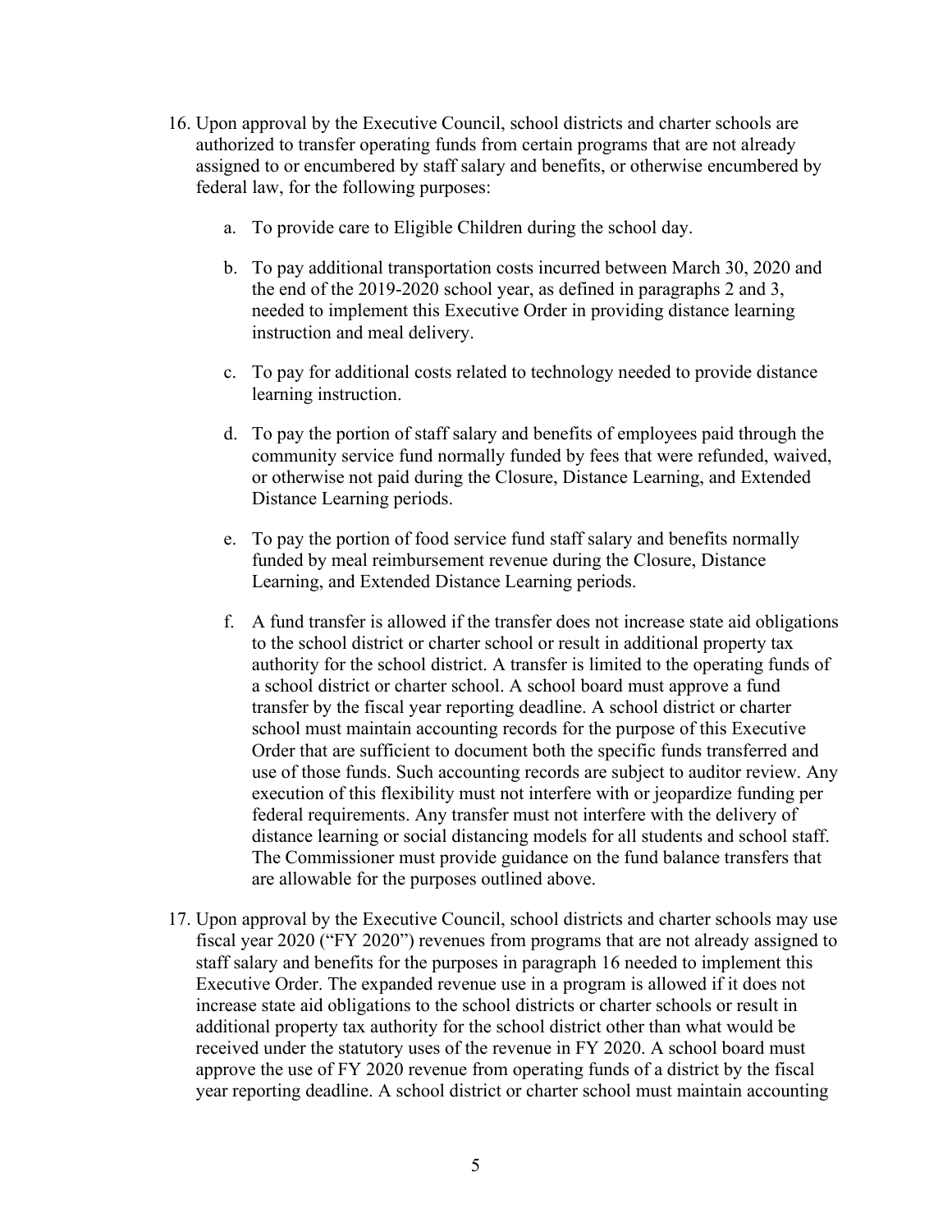16. Upon approval by the Executive Council, school districts and charter schools are authorized to transfer operating funds from certain programs that are not already assigned to or encumbered by staff salary and benefits, or otherwise encumbered by federal law, for the following purposes:

    a. To provide care to Eligible Children during the school day.

    b. To pay additional transportation costs incurred between March 30, 2020 and the end of the 2019-2020 school year, as defined in paragraphs 2 and 3, needed to implement this Executive Order in providing distance learning instruction and meal delivery.

    c. To pay for additional costs related to technology needed to provide distance learning instruction.

    d. To pay the portion of staff salary and benefits of employees paid through the community service fund normally funded by fees that were refunded, waived, or otherwise not paid during the Closure, Distance Learning, and Extended Distance Learning periods.

    e. To pay the portion of food service fund staff salary and benefits normally funded by meal reimbursement revenue during the Closure, Distance Learning, and Extended Distance Learning periods.

    f. A fund transfer is allowed if the transfer does not increase state aid obligations to the school district or charter school or result in additional property tax authority for the school district. A transfer is limited to the operating funds of a school district or charter school. A school board must approve a fund transfer by the fiscal year reporting deadline. A school district or charter school must maintain accounting records for the purpose of this Executive Order that are sufficient to document both the specific funds transferred and use of those funds. Such accounting records are subject to auditor review. Any execution of this flexibility must not interfere with or jeopardize funding per federal requirements. Any transfer must not interfere with the delivery of distance learning or social distancing models for all students and school staff. The Commissioner must provide guidance on the fund balance transfers that are allowable for the purposes outlined above.

17. Upon approval by the Executive Council, school districts and charter schools may use fiscal year 2020 ("FY 2020") revenues from programs that are not already assigned to staff salary and benefits for the purposes in paragraph 16 needed to implement this Executive Order. The expanded revenue use in a program is allowed if it does not increase state aid obligations to the school districts or charter schools or result in additional property tax authority for the school district other than what would be received under the statutory uses of the revenue in FY 2020. A school board must approve the use of FY 2020 revenue from operating funds of a district by the fiscal year reporting deadline. A school district or charter school must maintain accounting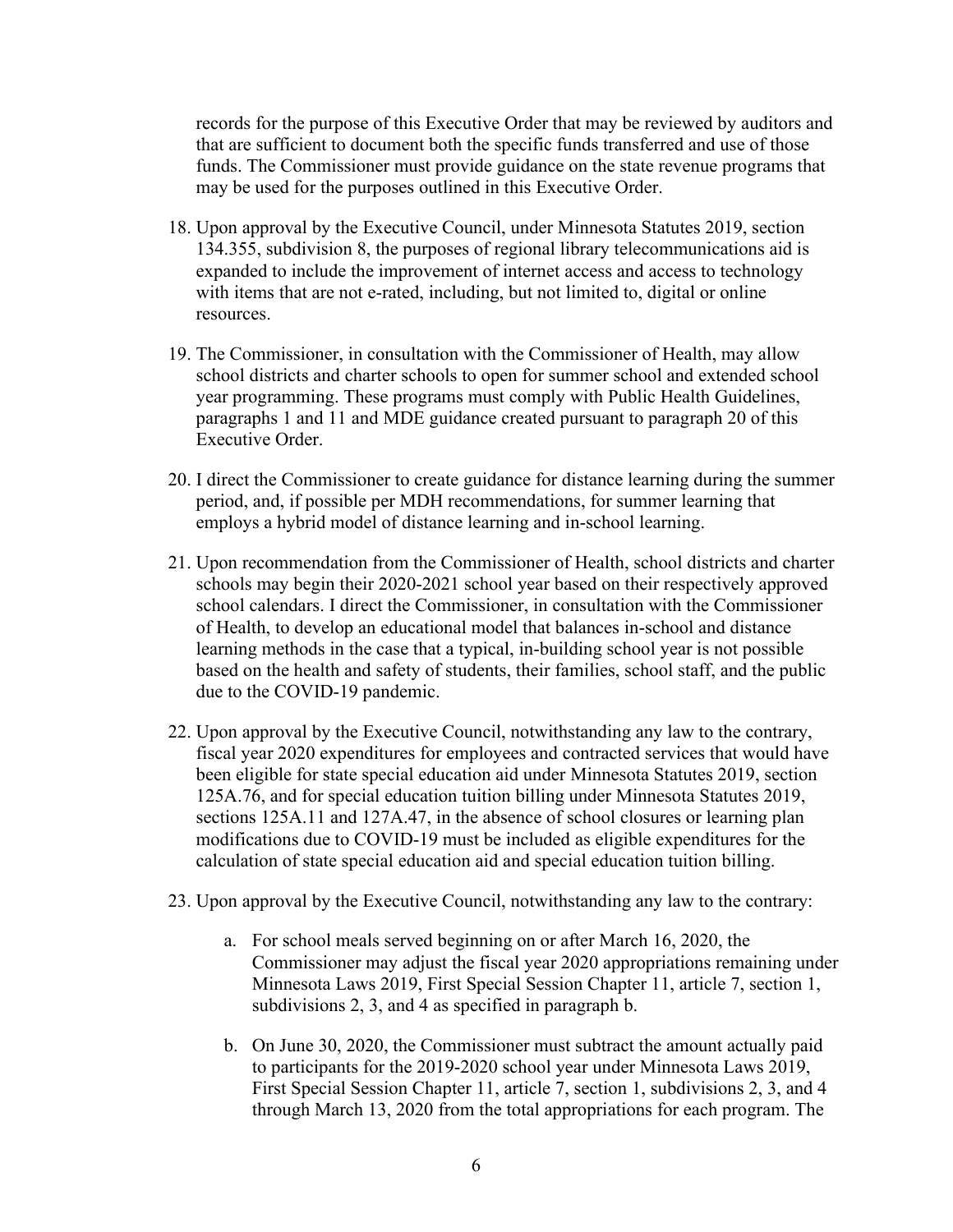records for the purpose of this Executive Order that may be reviewed by auditors and that are sufficient to document both the specific funds transferred and use of those funds. The Commissioner must provide guidance on the state revenue programs that may be used for the purposes outlined in this Executive Order.

18. Upon approval by the Executive Council, under Minnesota Statutes 2019, section 134.355, subdivision 8, the purposes of regional library telecommunications aid is expanded to include the improvement of internet access and access to technology with items that are not e-rated, including, but not limited to, digital or online resources.

19. The Commissioner, in consultation with the Commissioner of Health, may allow school districts and charter schools to open for summer school and extended school year programming. These programs must comply with Public Health Guidelines, paragraphs 1 and 11 and MDE guidance created pursuant to paragraph 20 of this Executive Order.

20. I direct the Commissioner to create guidance for distance learning during the summer period, and, if possible per MDH recommendations, for summer learning that employs a hybrid model of distance learning and in-school learning.

21. Upon recommendation from the Commissioner of Health, school districts and charter schools may begin their 2020-2021 school year based on their respectively approved school calendars. I direct the Commissioner, in consultation with the Commissioner of Health, to develop an educational model that balances in-school and distance learning methods in the case that a typical, in-building school year is not possible based on the health and safety of students, their families, school staff, and the public due to the COVID-19 pandemic.

22. Upon approval by the Executive Council, notwithstanding any law to the contrary, fiscal year 2020 expenditures for employees and contracted services that would have been eligible for state special education aid under Minnesota Statutes 2019, section 125A.76, and for special education tuition billing under Minnesota Statutes 2019, sections 125A.11 and 127A.47, in the absence of school closures or learning plan modifications due to COVID-19 must be included as eligible expenditures for the calculation of state special education aid and special education tuition billing.

23. Upon approval by the Executive Council, notwithstanding any law to the contrary:

    a. For school meals served beginning on or after March 16, 2020, the Commissioner may adjust the fiscal year 2020 appropriations remaining under Minnesota Laws 2019, First Special Session Chapter 11, article 7, section 1, subdivisions 2, 3, and 4 as specified in paragraph b.

    b. On June 30, 2020, the Commissioner must subtract the amount actually paid to participants for the 2019-2020 school year under Minnesota Laws 2019, First Special Session Chapter 11, article 7, section 1, subdivisions 2, 3, and 4 through March 13, 2020 from the total appropriations for each program. The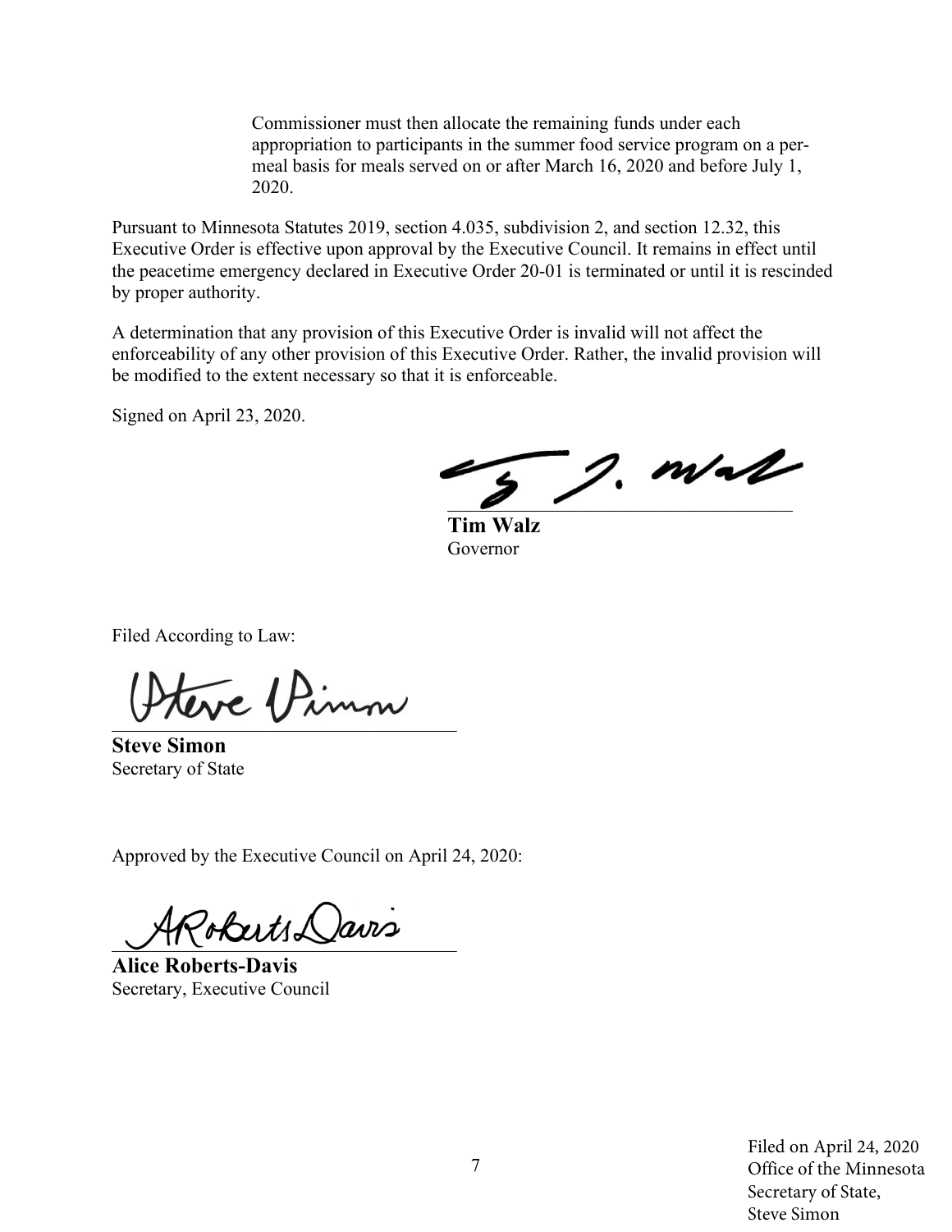Commissioner must then allocate the remaining funds under each appropriation to participants in the summer food service program on a per-meal basis for meals served on or after March 16, 2020 and before July 1, 2020.

Pursuant to Minnesota Statutes 2019, section 4.035, subdivision 2, and section 12.32, this Executive Order is effective upon approval by the Executive Council. It remains in effect until the peacetime emergency declared in Executive Order 20-01 is terminated or until it is rescinded by proper authority.

A determination that any provision of this Executive Order is invalid will not affect the enforceability of any other provision of this Executive Order. Rather, the invalid provision will be modified to the extent necessary so that it is enforceable.

Signed on April 23, 2020.

**Tim Walz**
Governor

Filed According to Law:

**Steve Simon**
Secretary of State

Approved by the Executive Council on April 24, 2020:

**Alice Roberts-Davis**
Secretary, Executive Council

Filed on April 24, 2020
Office of the Minnesota
Secretary of State,
Steve Simon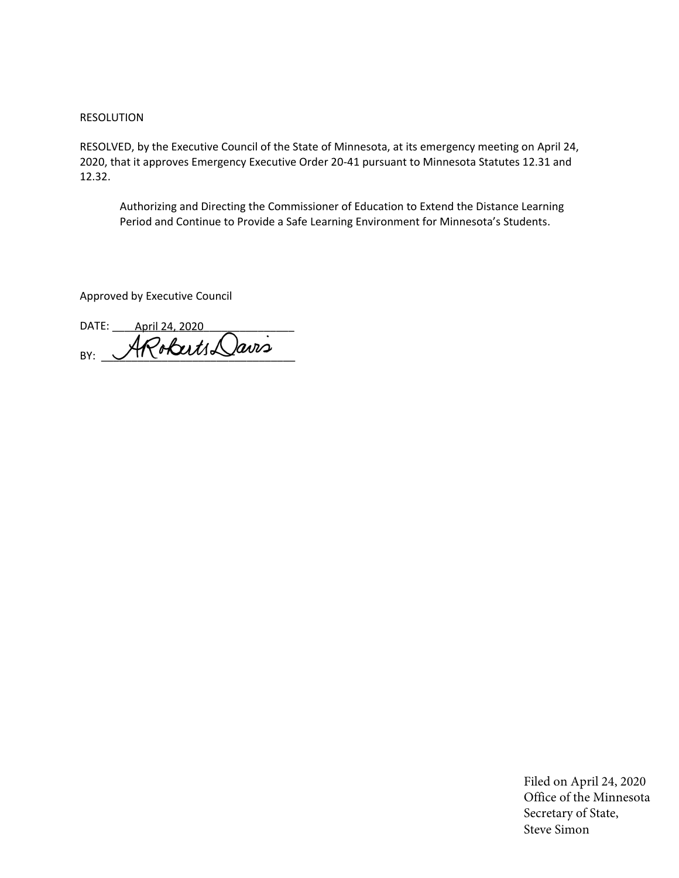RESOLUTION

RESOLVED, by the Executive Council of the State of Minnesota, at its emergency meeting on April 24, 2020, that it approves Emergency Executive Order 20-41 pursuant to Minnesota Statutes 12.31 and 12.32.

> Authorizing and Directing the Commissioner of Education to Extend the Distance Learning Period and Continue to Provide a Safe Learning Environment for Minnesota's Students.

Approved by Executive Council

DATE: April 24, 2020

BY: ARoberts Davis

Filed on April 24, 2020
Office of the Minnesota
Secretary of State,
Steve Simon